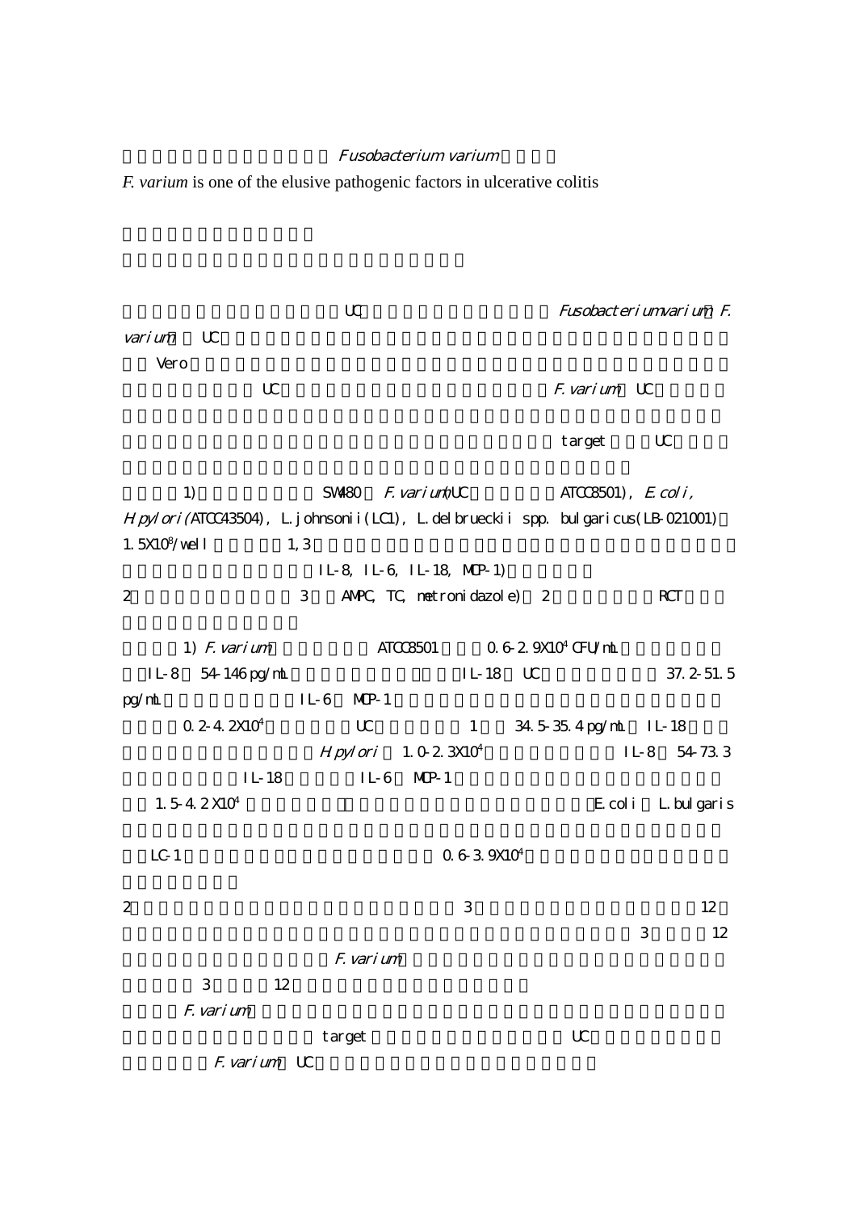Fusobacterium varium

*F. varium* is one of the elusive pathogenic factors in ulcerative colitis

UC Fusobacterium varium F. varium UC

Vero

UC F. varium UC

target UC

1) SW480 F. varium(UC ATCC8501), E. coli, H. pylori(ATCC43504), L. johnsonii(LC1), L. delbrueckii spp. bulgaricus(LB-021001) 1.5X10[8]/well 1, 3

IL-8, IL-6, IL-18, MCP-1)

2 3 AMPC, TC, metronidazole) 2 RCT

1) F. varium ATCC8501 0.6-2.9X10[4] CFU/mL

IL-8 54-146 pg/mL IL-18 UC 37.2-51.5 pg/mL IL-6 MCP-1

0.2-4.2X10[4] UC 1 34.5-35.4 pg/mL IL-18

H. pylori 1.0-2.3X10[4] IL-8 54-73.3

IL-18 IL-6 MCP-1

1.5-4.2X10[4] E. coli L. bulgaris

LC-1 0.6-3.9X10[4]

2 3 12

3 12

F. varium

3 12

F. varium

target UC

F. varium UC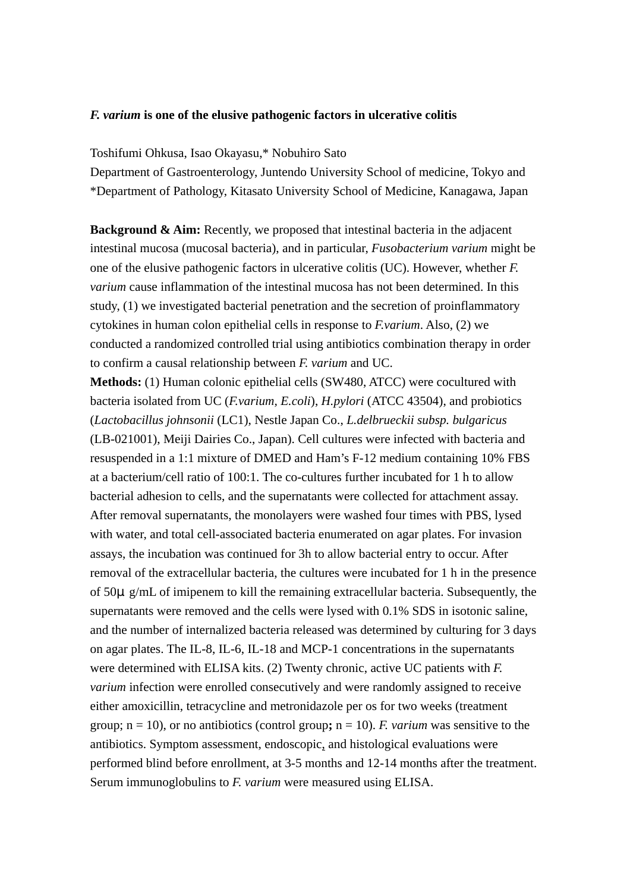**_F. varium_ is one of the elusive pathogenic factors in ulcerative colitis**

Toshifumi Ohkusa, Isao Okayasu,* Nobuhiro Sato
Department of Gastroenterology, Juntendo University School of medicine, Tokyo and
*Department of Pathology, Kitasato University School of Medicine, Kanagawa, Japan

**Background & Aim:** Recently, we proposed that intestinal bacteria in the adjacent intestinal mucosa (mucosal bacteria), and in particular, *Fusobacterium varium* might be one of the elusive pathogenic factors in ulcerative colitis (UC). However, whether *F. varium* cause inflammation of the intestinal mucosa has not been determined. In this study, (1) we investigated bacterial penetration and the secretion of proinflammatory cytokines in human colon epithelial cells in response to *F.varium*. Also, (2) we conducted a randomized controlled trial using antibiotics combination therapy in order to confirm a causal relationship between *F. varium* and UC.
**Methods:** (1) Human colonic epithelial cells (SW480, ATCC) were cocultured with bacteria isolated from UC (*F.varium*, *E.coli*), *H.pylori* (ATCC 43504), and probiotics (*Lactobacillus johnsonii* (LC1), Nestle Japan Co., *L.delbrueckii subsp. bulgaricus* (LB-021001), Meiji Dairies Co., Japan). Cell cultures were infected with bacteria and resuspended in a 1:1 mixture of DMED and Ham's F-12 medium containing 10% FBS at a bacterium/cell ratio of 100:1. The co-cultures further incubated for 1 h to allow bacterial adhesion to cells, and the supernatants were collected for attachment assay. After removal supernatants, the monolayers were washed four times with PBS, lysed with water, and total cell-associated bacteria enumerated on agar plates. For invasion assays, the incubation was continued for 3h to allow bacterial entry to occur. After removal of the extracellular bacteria, the cultures were incubated for 1 h in the presence of 50μ g/mL of imipenem to kill the remaining extracellular bacteria. Subsequently, the supernatants were removed and the cells were lysed with 0.1% SDS in isotonic saline, and the number of internalized bacteria released was determined by culturing for 3 days on agar plates. The IL-8, IL-6, IL-18 and MCP-1 concentrations in the supernatants were determined with ELISA kits. (2) Twenty chronic, active UC patients with *F. varium* infection were enrolled consecutively and were randomly assigned to receive either amoxicillin, tetracycline and metronidazole per os for two weeks (treatment group; n = 10), or no antibiotics (control group**;** n = 10). *F. varium* was sensitive to the antibiotics. Symptom assessment, endoscopic, and histological evaluations were performed blind before enrollment, at 3-5 months and 12-14 months after the treatment. Serum immunoglobulins to *F. varium* were measured using ELISA.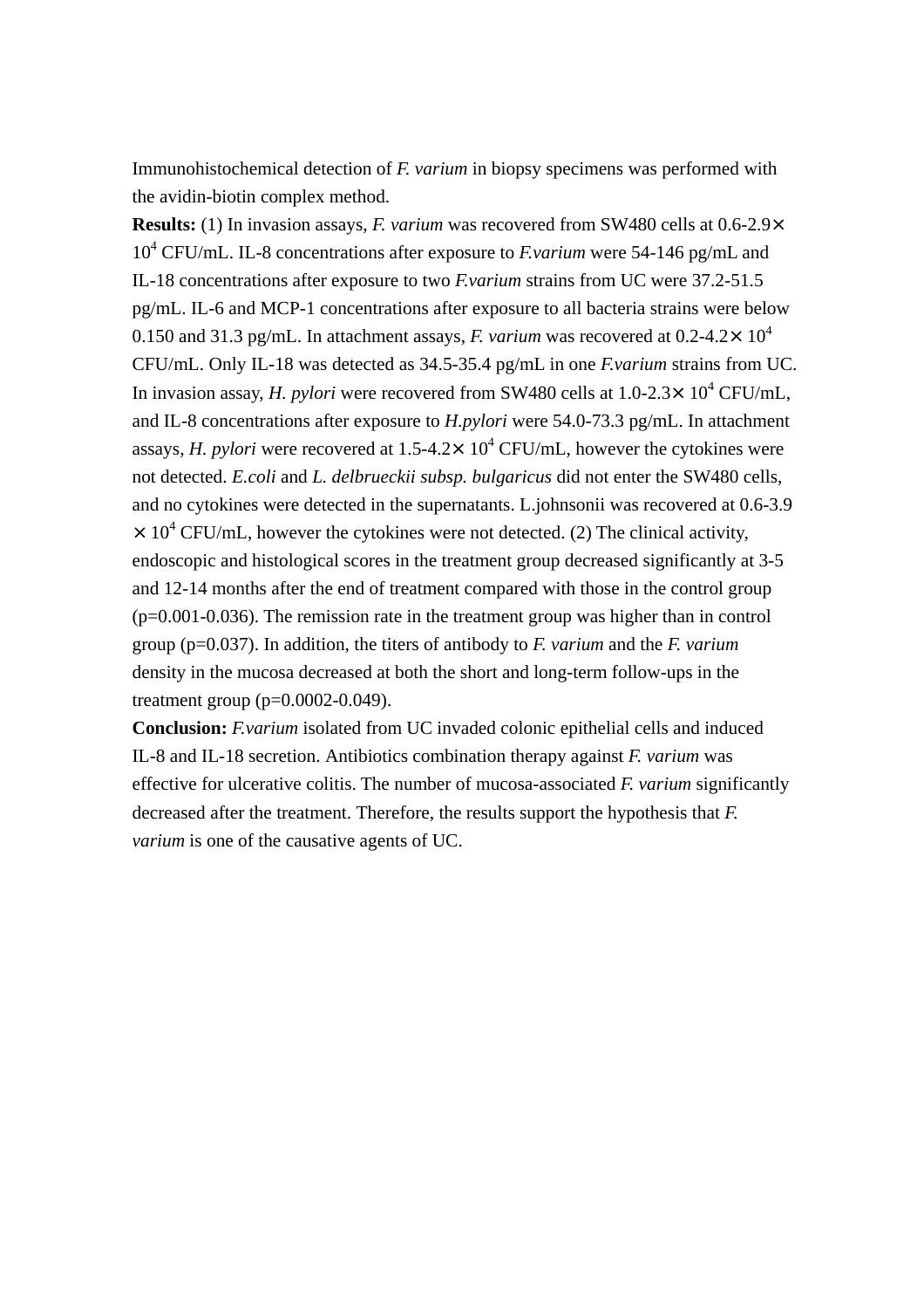Immunohistochemical detection of *F. varium* in biopsy specimens was performed with the avidin-biotin complex method.

**Results:** (1) In invasion assays, *F. varium* was recovered from SW480 cells at 0.6-2.9$\times 10^4$ CFU/mL. IL-8 concentrations after exposure to *F.varium* were 54-146 pg/mL and IL-18 concentrations after exposure to two *F.varium* strains from UC were 37.2-51.5 pg/mL. IL-6 and MCP-1 concentrations after exposure to all bacteria strains were below 0.150 and 31.3 pg/mL. In attachment assays, *F. varium* was recovered at 0.2-4.2$\times 10^4$ CFU/mL. Only IL-18 was detected as 34.5-35.4 pg/mL in one *F.varium* strains from UC. In invasion assay, *H. pylori* were recovered from SW480 cells at 1.0-2.3$\times 10^4$ CFU/mL, and IL-8 concentrations after exposure to *H.pylori* were 54.0-73.3 pg/mL. In attachment assays, *H. pylori* were recovered at 1.5-4.2$\times 10^4$ CFU/mL, however the cytokines were not detected. *E.coli* and *L. delbrueckii subsp. bulgaricus* did not enter the SW480 cells, and no cytokines were detected in the supernatants. L.johnsonii was recovered at 0.6-3.9 $\times 10^4$ CFU/mL, however the cytokines were not detected. (2) The clinical activity, endoscopic and histological scores in the treatment group decreased significantly at 3-5 and 12-14 months after the end of treatment compared with those in the control group ($p$=0.001-0.036). The remission rate in the treatment group was higher than in control group ($p$=0.037). In addition, the titers of antibody to *F. varium* and the *F. varium* density in the mucosa decreased at both the short and long-term follow-ups in the treatment group ($p$=0.0002-0.049).

**Conclusion:** *F.varium* isolated from UC invaded colonic epithelial cells and induced IL-8 and IL-18 secretion. Antibiotics combination therapy against *F. varium* was effective for ulcerative colitis. The number of mucosa-associated *F. varium* significantly decreased after the treatment. Therefore, the results support the hypothesis that *F. varium* is one of the causative agents of UC.